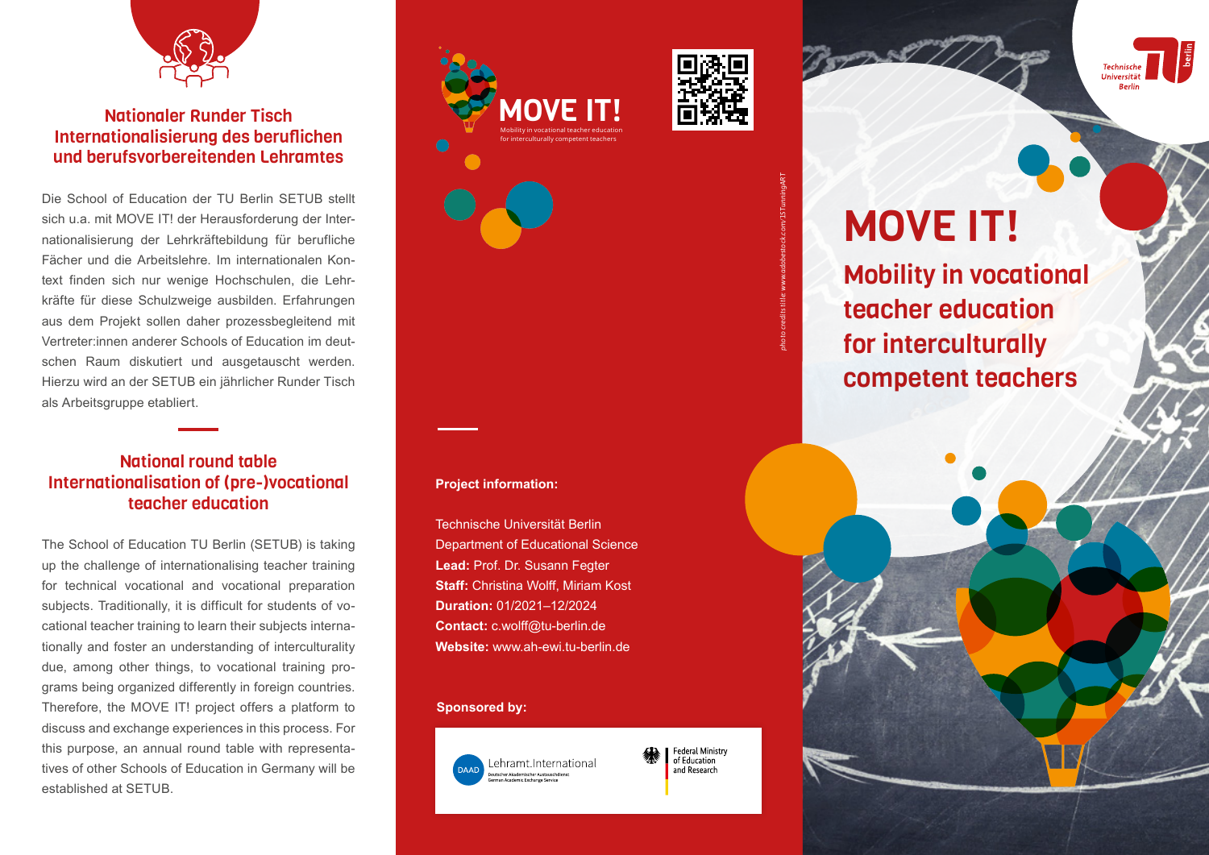## Nationaler Runder Tisch Internationalisierung des beruflichen und berufsvorbereitenden Lehramtes

Die School of Education der TU Berlin SETUB stellt sich u.a. mit MOVE IT! der Herausforderung der Internationalisierung der Lehrkräftebildung für berufliche Fächer und die Arbeitslehre. Im internationalen Kontext finden sich nur wenige Hochschulen, die Lehrkräfte für diese Schulzweige ausbilden. Erfahrungen aus dem Projekt sollen daher prozessbegleitend mit Vertreter:innen anderer Schools of Education im deutschen Raum diskutiert und ausgetauscht werden. Hierzu wird an der SETUB ein jährlicher Runder Tisch als Arbeitsgruppe etabliert.

## National round table Internationalisation of (pre-)vocational teacher education

The School of Education TU Berlin (SETUB) is taking up the challenge of internationalising teacher training for technical vocational and vocational preparation subjects. Traditionally, it is difficult for students of vocational teacher training to learn their subjects internationally and foster an understanding of interculturality due, among other things, to vocational training programs being organized differently in foreign countries. Therefore, the MOVE IT! project offers a platform to discuss and exchange experiences in this process. For this purpose, an annual round table with representatives of other Schools of Education in Germany will be established at SETUB.

MOVE IT!

Mobility in vocational teacher education for interculturally competent teachers

**Project information:**

Technische Universität Berlin
Department of Educational Science
**Lead:** Prof. Dr. Susann Fegter
**Staff:** Christina Wolff, Miriam Kost
**Duration:** 01/2021–12/2024
**Contact:** c.wolff@tu-berlin.de
**Website:** www.ah-ewi.tu-berlin.de

**Sponsored by:**

DAAD Lehramt.International – Deutscher Akademischer Austauschdienst German Academic Exchange Service

Federal Ministry of Education and Research

*photo credits title: www.adobestock.com/ISTeamingART*

Technische Universität Berlin

# MOVE IT!

## Mobility in vocational teacher education for interculturally competent teachers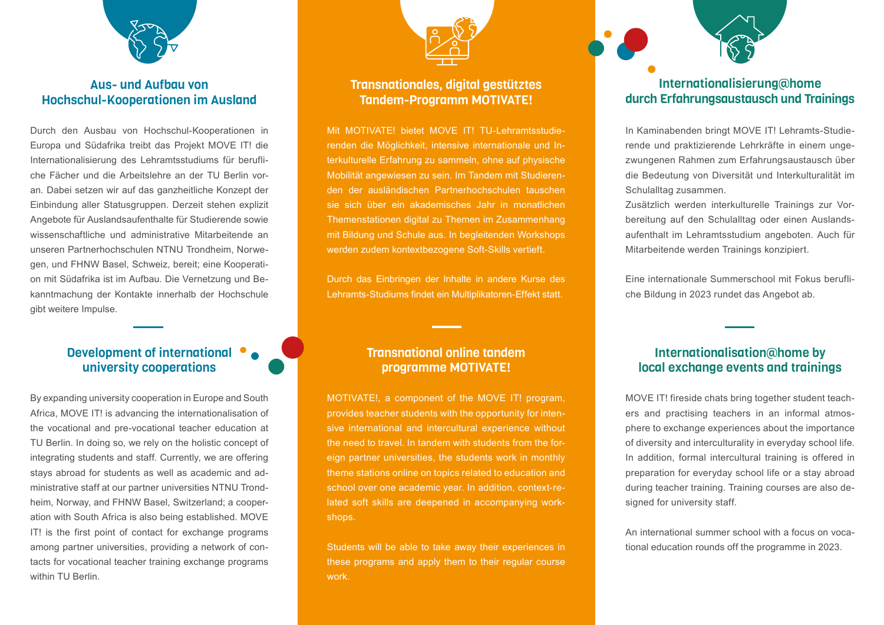## Aus- und Aufbau von Hochschul-Kooperationen im Ausland

Durch den Ausbau von Hochschul-Kooperationen in Europa und Südafrika treibt das Projekt MOVE IT! die Internationalisierung des Lehramtsstudiums für berufliche Fächer und die Arbeitslehre an der TU Berlin voran. Dabei setzen wir auf das ganzheitliche Konzept der Einbindung aller Statusgruppen. Derzeit stehen explizit Angebote für Auslandsaufenthalte für Studierende sowie wissenschaftliche und administrative Mitarbeitende an unseren Partnerhochschulen NTNU Trondheim, Norwegen, und FHNW Basel, Schweiz, bereit; eine Kooperation mit Südafrika ist im Aufbau. Die Vernetzung und Bekanntmachung der Kontakte innerhalb der Hochschule gibt weitere Impulse.

## Development of international university cooperations

By expanding university cooperation in Europe and South Africa, MOVE IT! is advancing the internationalisation of the vocational and pre-vocational teacher education at TU Berlin. In doing so, we rely on the holistic concept of integrating students and staff. Currently, we are offering stays abroad for students as well as academic and administrative staff at our partner universities NTNU Trondheim, Norway, and FHNW Basel, Switzerland; a cooperation with South Africa is also being established. MOVE IT! is the first point of contact for exchange programs among partner universities, providing a network of contacts for vocational teacher training exchange programs within TU Berlin.

## Transnationales, digital gestütztes Tandem-Programm MOTIVATE!

Mit MOTIVATE! bietet MOVE IT! TU-Lehramtsstudierenden die Möglichkeit, intensive internationale und Interkulturelle Erfahrung zu sammeln, ohne auf physische Mobilität angewiesen zu sein. Im Tandem mit Studierenden der ausländischen Partnerhochschulen tauschen sie sich über ein akademisches Jahr in monatlichen Themenstationen digital zu Themen im Zusammenhang mit Bildung und Schule aus. In begleitenden Workshops werden zudem kontextbezogene Soft-Skills vertieft.

Durch das Einbringen der Inhalte in andere Kurse des Lehramts-Studiums findet ein Multiplikatoren-Effekt statt.

## Transnational online tandem programme MOTIVATE!

MOTIVATE!, a component of the MOVE IT! program, provides teacher students with the opportunity for intensive international and intercultural experience without the need to travel. In tandem with students from the foreign partner universities, the students work in monthly theme stations online on topics related to education and school over one academic year. In addition, context-related soft skills are deepened in accompanying workshops.

Students will be able to take away their experiences in these programs and apply them to their regular course work.

## Internationalisierung@home durch Erfahrungsaustausch und Trainings

In Kaminabenden bringt MOVE IT! Lehramts-Studierende und praktizierende Lehrkräfte in einem ungezwungenen Rahmen zum Erfahrungsaustausch über die Bedeutung von Diversität und Interkulturalität im Schulalltag zusammen.
Zusätzlich werden interkulturelle Trainings zur Vorbereitung auf den Schulalltag oder einen Auslandsaufenthalt im Lehramtsstudium angeboten. Auch für Mitarbeitende werden Trainings konzipiert.

Eine internationale Summerschool mit Fokus berufliche Bildung in 2023 rundet das Angebot ab.

## Internationalisation@home by local exchange events and trainings

MOVE IT! fireside chats bring together student teachers and practising teachers in an informal atmosphere to exchange experiences about the importance of diversity and interculturality in everyday school life. In addition, formal intercultural training is offered in preparation for everyday school life or a stay abroad during teacher training. Training courses are also designed for university staff.

An international summer school with a focus on vocational education rounds off the programme in 2023.